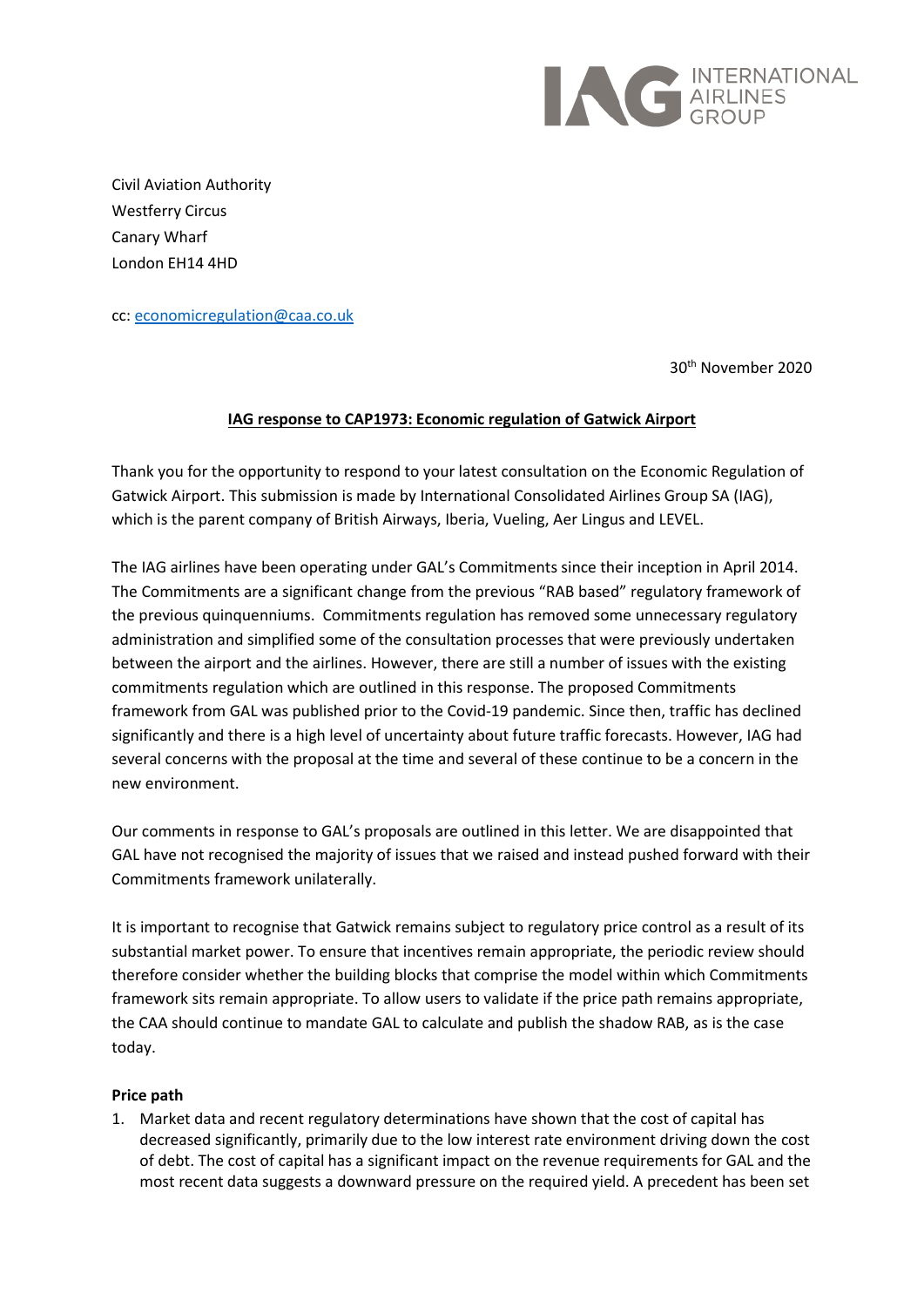Civil Aviation Authority
Westferry Circus
Canary Wharf
London EH14 4HD

cc: economicregulation@caa.co.uk

30th November 2020

**IAG response to CAP1973: Economic regulation of Gatwick Airport**

Thank you for the opportunity to respond to your latest consultation on the Economic Regulation of Gatwick Airport. This submission is made by International Consolidated Airlines Group SA (IAG), which is the parent company of British Airways, Iberia, Vueling, Aer Lingus and LEVEL.

The IAG airlines have been operating under GAL's Commitments since their inception in April 2014. The Commitments are a significant change from the previous "RAB based" regulatory framework of the previous quinquenniums. Commitments regulation has removed some unnecessary regulatory administration and simplified some of the consultation processes that were previously undertaken between the airport and the airlines. However, there are still a number of issues with the existing commitments regulation which are outlined in this response. The proposed Commitments framework from GAL was published prior to the Covid-19 pandemic. Since then, traffic has declined significantly and there is a high level of uncertainty about future traffic forecasts. However, IAG had several concerns with the proposal at the time and several of these continue to be a concern in the new environment.

Our comments in response to GAL's proposals are outlined in this letter. We are disappointed that GAL have not recognised the majority of issues that we raised and instead pushed forward with their Commitments framework unilaterally.

It is important to recognise that Gatwick remains subject to regulatory price control as a result of its substantial market power. To ensure that incentives remain appropriate, the periodic review should therefore consider whether the building blocks that comprise the model within which Commitments framework sits remain appropriate. To allow users to validate if the price path remains appropriate, the CAA should continue to mandate GAL to calculate and publish the shadow RAB, as is the case today.

**Price path**

1. Market data and recent regulatory determinations have shown that the cost of capital has decreased significantly, primarily due to the low interest rate environment driving down the cost of debt. The cost of capital has a significant impact on the revenue requirements for GAL and the most recent data suggests a downward pressure on the required yield. A precedent has been set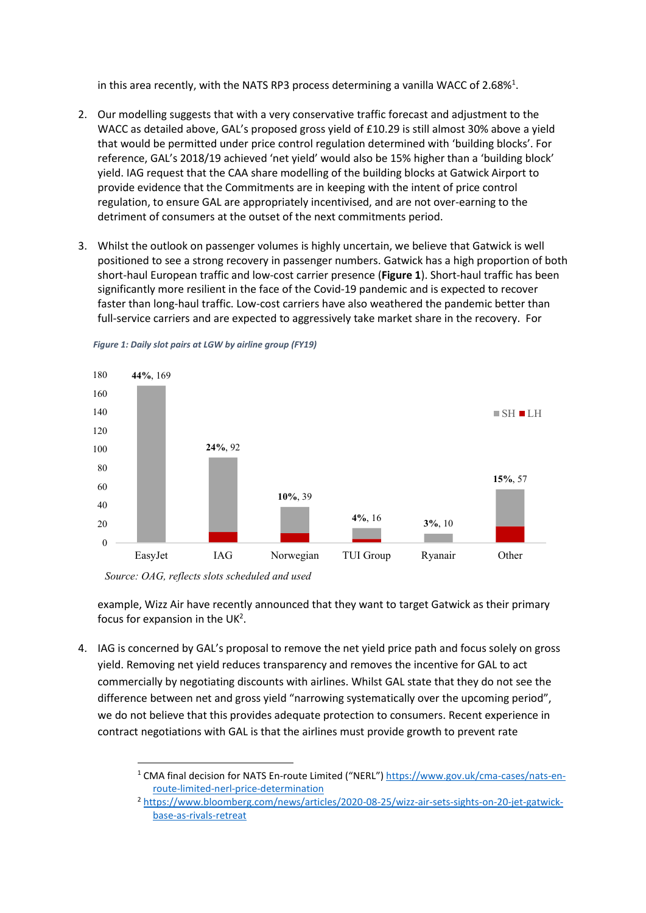in this area recently, with the NATS RP3 process determining a vanilla WACC of 2.68%[1].

2. Our modelling suggests that with a very conservative traffic forecast and adjustment to the WACC as detailed above, GAL's proposed gross yield of £10.29 is still almost 30% above a yield that would be permitted under price control regulation determined with 'building blocks'. For reference, GAL's 2018/19 achieved 'net yield' would also be 15% higher than a 'building block' yield. IAG request that the CAA share modelling of the building blocks at Gatwick Airport to provide evidence that the Commitments are in keeping with the intent of price control regulation, to ensure GAL are appropriately incentivised, and are not over-earning to the detriment of consumers at the outset of the next commitments period.

3. Whilst the outlook on passenger volumes is highly uncertain, we believe that Gatwick is well positioned to see a strong recovery in passenger numbers. Gatwick has a high proportion of both short-haul European traffic and low-cost carrier presence (**Figure 1**). Short-haul traffic has been significantly more resilient in the face of the Covid-19 pandemic and is expected to recover faster than long-haul traffic. Low-cost carriers have also weathered the pandemic better than full-service carriers and are expected to aggressively take market share in the recovery. For example, Wizz Air have recently announced that they want to target Gatwick as their primary focus for expansion in the UK[2].

*Figure 1: Daily slot pairs at LGW by airline group (FY19)*

| Airline group | Share | Daily slot pairs |
|---|---|---|
| EasyJet | 44% | 169 |
| IAG | 24% | 92 |
| Norwegian | 10% | 39 |
| TUI Group | 4% | 16 |
| Ryanair | 3% | 10 |
| Other | 15% | 57 |

*Source: OAG, reflects slots scheduled and used*

4. IAG is concerned by GAL's proposal to remove the net yield price path and focus solely on gross yield. Removing net yield reduces transparency and removes the incentive for GAL to act commercially by negotiating discounts with airlines. Whilst GAL state that they do not see the difference between net and gross yield "narrowing systematically over the upcoming period", we do not believe that this provides adequate protection to consumers. Recent experience in contract negotiations with GAL is that the airlines must provide growth to prevent rate

[1] CMA final decision for NATS En-route Limited ("NERL") https://www.gov.uk/cma-cases/nats-en-route-limited-nerl-price-determination

[2] https://www.bloomberg.com/news/articles/2020-08-25/wizz-air-sets-sights-on-20-jet-gatwick-base-as-rivals-retreat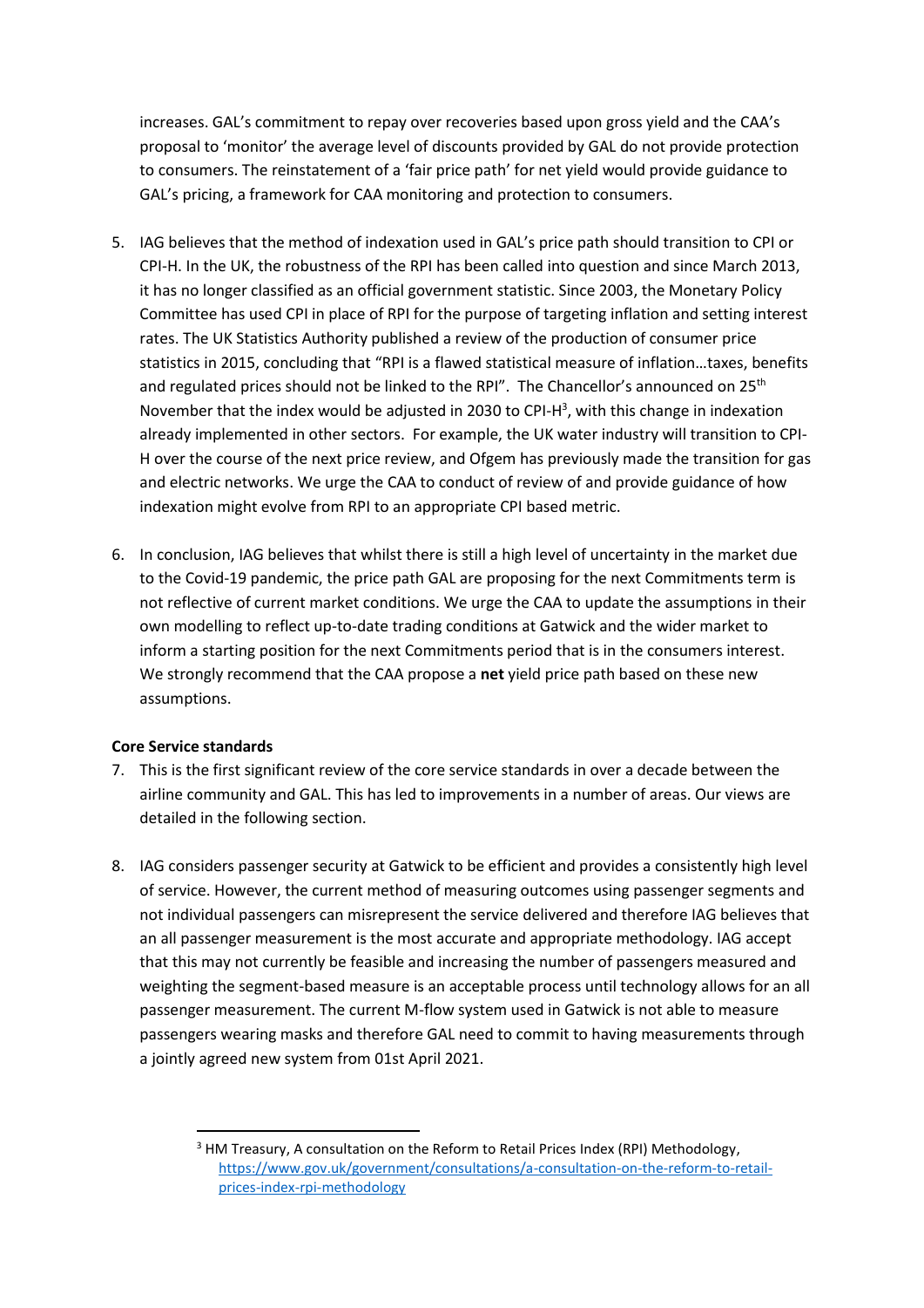increases. GAL's commitment to repay over recoveries based upon gross yield and the CAA's proposal to 'monitor' the average level of discounts provided by GAL do not provide protection to consumers. The reinstatement of a 'fair price path' for net yield would provide guidance to GAL's pricing, a framework for CAA monitoring and protection to consumers.

5. IAG believes that the method of indexation used in GAL's price path should transition to CPI or CPI-H. In the UK, the robustness of the RPI has been called into question and since March 2013, it has no longer classified as an official government statistic. Since 2003, the Monetary Policy Committee has used CPI in place of RPI for the purpose of targeting inflation and setting interest rates. The UK Statistics Authority published a review of the production of consumer price statistics in 2015, concluding that "RPI is a flawed statistical measure of inflation…taxes, benefits and regulated prices should not be linked to the RPI". The Chancellor's announced on 25th November that the index would be adjusted in 2030 to CPI-H[3], with this change in indexation already implemented in other sectors. For example, the UK water industry will transition to CPI-H over the course of the next price review, and Ofgem has previously made the transition for gas and electric networks. We urge the CAA to conduct of review of and provide guidance of how indexation might evolve from RPI to an appropriate CPI based metric.

6. In conclusion, IAG believes that whilst there is still a high level of uncertainty in the market due to the Covid-19 pandemic, the price path GAL are proposing for the next Commitments term is not reflective of current market conditions. We urge the CAA to update the assumptions in their own modelling to reflect up-to-date trading conditions at Gatwick and the wider market to inform a starting position for the next Commitments period that is in the consumers interest. We strongly recommend that the CAA propose a **net** yield price path based on these new assumptions.

**Core Service standards**

7. This is the first significant review of the core service standards in over a decade between the airline community and GAL. This has led to improvements in a number of areas. Our views are detailed in the following section.

8. IAG considers passenger security at Gatwick to be efficient and provides a consistently high level of service. However, the current method of measuring outcomes using passenger segments and not individual passengers can misrepresent the service delivered and therefore IAG believes that an all passenger measurement is the most accurate and appropriate methodology. IAG accept that this may not currently be feasible and increasing the number of passengers measured and weighting the segment-based measure is an acceptable process until technology allows for an all passenger measurement. The current M-flow system used in Gatwick is not able to measure passengers wearing masks and therefore GAL need to commit to having measurements through a jointly agreed new system from 01st April 2021.

[3] HM Treasury, A consultation on the Reform to Retail Prices Index (RPI) Methodology, https://www.gov.uk/government/consultations/a-consultation-on-the-reform-to-retail-prices-index-rpi-methodology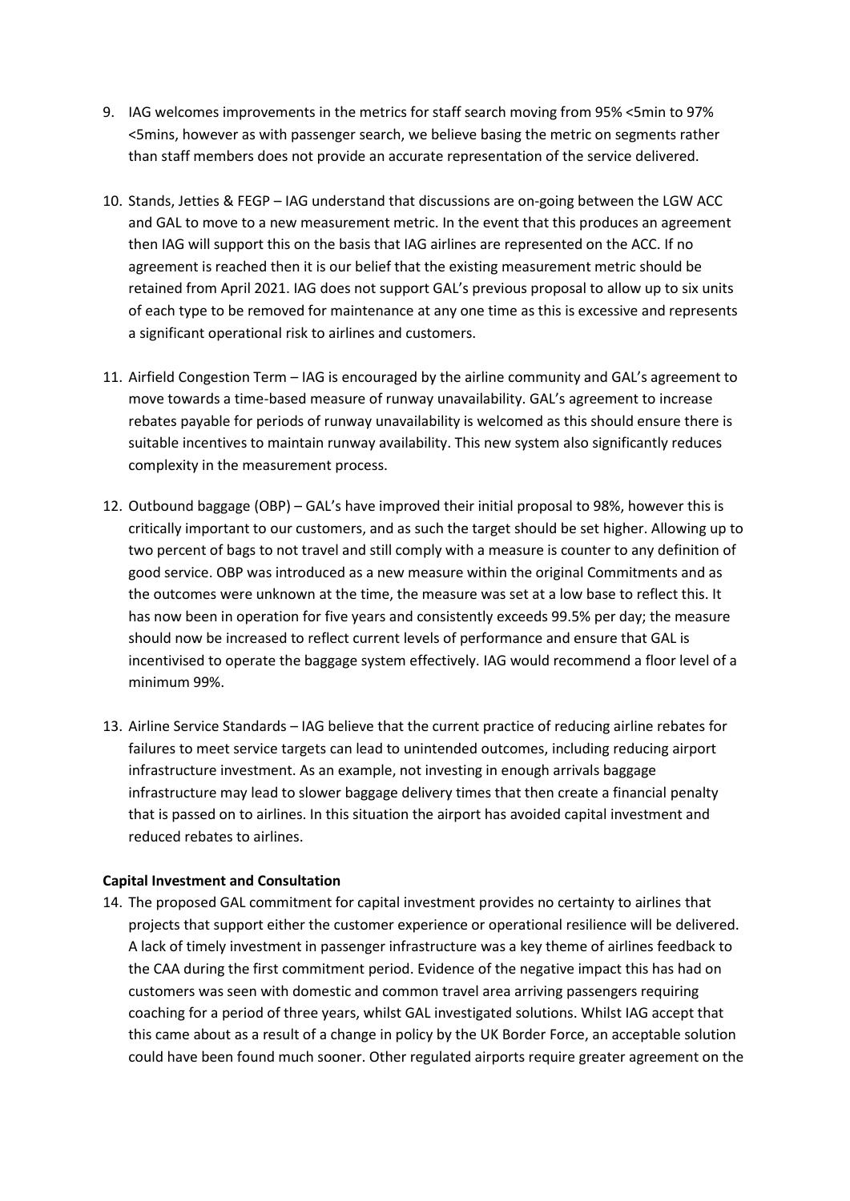9. IAG welcomes improvements in the metrics for staff search moving from 95% <5min to 97% <5mins, however as with passenger search, we believe basing the metric on segments rather than staff members does not provide an accurate representation of the service delivered.

10. Stands, Jetties & FEGP – IAG understand that discussions are on-going between the LGW ACC and GAL to move to a new measurement metric. In the event that this produces an agreement then IAG will support this on the basis that IAG airlines are represented on the ACC. If no agreement is reached then it is our belief that the existing measurement metric should be retained from April 2021. IAG does not support GAL's previous proposal to allow up to six units of each type to be removed for maintenance at any one time as this is excessive and represents a significant operational risk to airlines and customers.

11. Airfield Congestion Term – IAG is encouraged by the airline community and GAL's agreement to move towards a time-based measure of runway unavailability. GAL's agreement to increase rebates payable for periods of runway unavailability is welcomed as this should ensure there is suitable incentives to maintain runway availability. This new system also significantly reduces complexity in the measurement process.

12. Outbound baggage (OBP) – GAL's have improved their initial proposal to 98%, however this is critically important to our customers, and as such the target should be set higher. Allowing up to two percent of bags to not travel and still comply with a measure is counter to any definition of good service. OBP was introduced as a new measure within the original Commitments and as the outcomes were unknown at the time, the measure was set at a low base to reflect this. It has now been in operation for five years and consistently exceeds 99.5% per day; the measure should now be increased to reflect current levels of performance and ensure that GAL is incentivised to operate the baggage system effectively. IAG would recommend a floor level of a minimum 99%.

13. Airline Service Standards – IAG believe that the current practice of reducing airline rebates for failures to meet service targets can lead to unintended outcomes, including reducing airport infrastructure investment. As an example, not investing in enough arrivals baggage infrastructure may lead to slower baggage delivery times that then create a financial penalty that is passed on to airlines. In this situation the airport has avoided capital investment and reduced rebates to airlines.

**Capital Investment and Consultation**

14. The proposed GAL commitment for capital investment provides no certainty to airlines that projects that support either the customer experience or operational resilience will be delivered. A lack of timely investment in passenger infrastructure was a key theme of airlines feedback to the CAA during the first commitment period. Evidence of the negative impact this has had on customers was seen with domestic and common travel area arriving passengers requiring coaching for a period of three years, whilst GAL investigated solutions. Whilst IAG accept that this came about as a result of a change in policy by the UK Border Force, an acceptable solution could have been found much sooner. Other regulated airports require greater agreement on the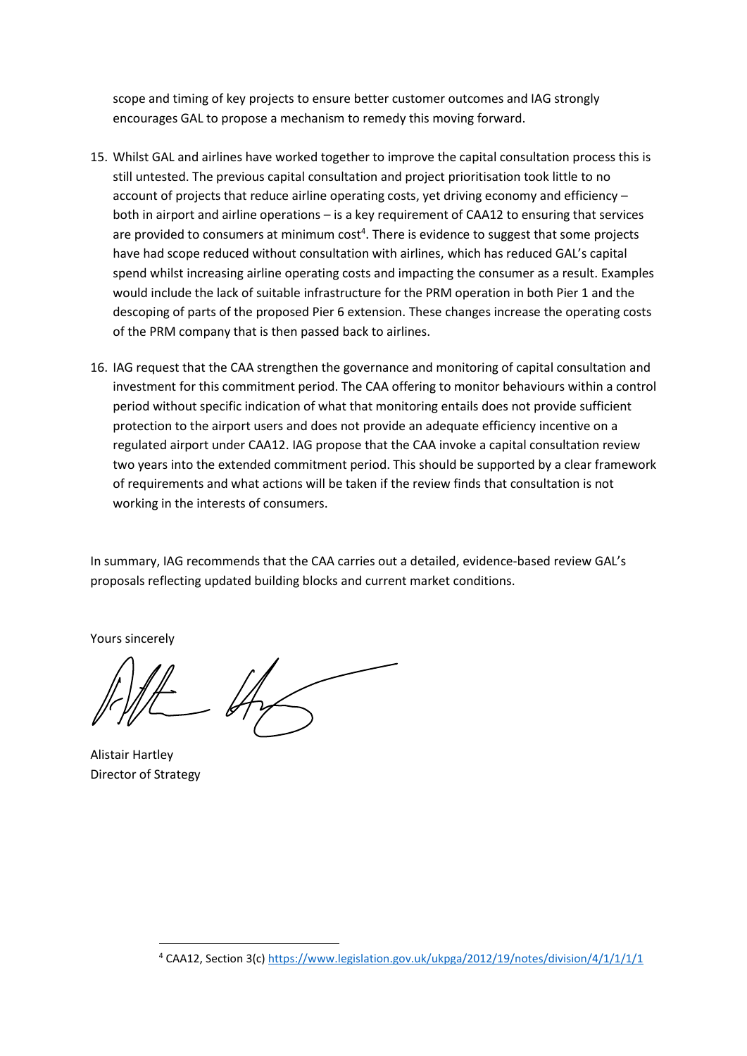scope and timing of key projects to ensure better customer outcomes and IAG strongly encourages GAL to propose a mechanism to remedy this moving forward.

15. Whilst GAL and airlines have worked together to improve the capital consultation process this is still untested. The previous capital consultation and project prioritisation took little to no account of projects that reduce airline operating costs, yet driving economy and efficiency – both in airport and airline operations – is a key requirement of CAA12 to ensuring that services are provided to consumers at minimum cost[4]. There is evidence to suggest that some projects have had scope reduced without consultation with airlines, which has reduced GAL's capital spend whilst increasing airline operating costs and impacting the consumer as a result. Examples would include the lack of suitable infrastructure for the PRM operation in both Pier 1 and the descoping of parts of the proposed Pier 6 extension. These changes increase the operating costs of the PRM company that is then passed back to airlines.

16. IAG request that the CAA strengthen the governance and monitoring of capital consultation and investment for this commitment period. The CAA offering to monitor behaviours within a control period without specific indication of what that monitoring entails does not provide sufficient protection to the airport users and does not provide an adequate efficiency incentive on a regulated airport under CAA12. IAG propose that the CAA invoke a capital consultation review two years into the extended commitment period. This should be supported by a clear framework of requirements and what actions will be taken if the review finds that consultation is not working in the interests of consumers.

In summary, IAG recommends that the CAA carries out a detailed, evidence-based review GAL's proposals reflecting updated building blocks and current market conditions.

Yours sincerely

Alistair Hartley
Director of Strategy

[4] CAA12, Section 3(c) https://www.legislation.gov.uk/ukpga/2012/19/notes/division/4/1/1/1/1